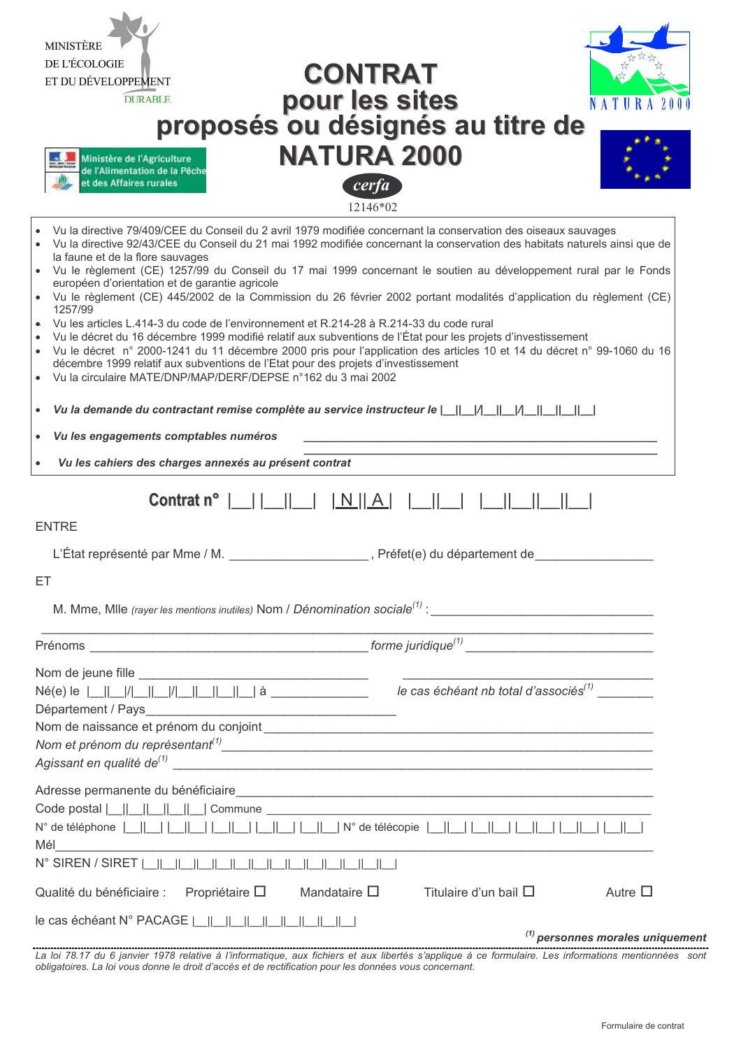MINISTÈRE DE L'ÉCOLOGIE ET DU DÉVELOPPEMENT DURABLE

Ministère de l'Agriculture de l'Alimentation de la Pêche et des Affaires rurales

# CONTRAT pour les sites proposés ou désignés au titre de NATURA 2000

NATURA 2000

cerfa

12146*02

- Vu la directive 79/409/CEE du Conseil du 2 avril 1979 modifiée concernant la conservation des oiseaux sauvages
- Vu la directive 92/43/CEE du Conseil du 21 mai 1992 modifiée concernant la conservation des habitats naturels ainsi que de la faune et de la flore sauvages
- Vu le règlement (CE) 1257/99 du Conseil du 17 mai 1999 concernant le soutien au développement rural par le Fonds européen d'orientation et de garantie agricole
- Vu le règlement (CE) 445/2002 de la Commission du 26 février 2002 portant modalités d'application du règlement (CE) 1257/99
- Vu les articles L.414-3 du code de l'environnement et R.214-28 à R.214-33 du code rural
- Vu le décret du 16 décembre 1999 modifié relatif aux subventions de l'État pour les projets d'investissement
- Vu le décret n° 2000-1241 du 11 décembre 2000 pris pour l'application des articles 10 et 14 du décret n° 99-1060 du 16 décembre 1999 relatif aux subventions de l'Etat pour des projets d'investissement
- Vu la circulaire MATE/DNP/MAP/DERF/DEPSE n°162 du 3 mai 2002

- ***Vu la demande du contractant remise complète au service instructeur le*** |__||__|/|__||__|/|__||__||__||__|
- ***Vu les engagements comptables numéros*** ______________________________________________
- ***Vu les cahiers des charges annexés au présent contrat***

## Contrat n° |__| |__||__| |N||A| |__||__| |__||__||__||__|

ENTRE

L'État représenté par Mme / M. ___________________ , Préfet(e) du département de________________

ET

M. Mme, Mlle *(rayer les mentions inutiles)* Nom / *Dénomination sociale*[(1)] : ______________________________
__________________________________________________________________________________

Prénoms ______________________________________ *forme juridique*[(1)] ________________________

Nom de jeune fille ______________________________ ________________________

Né(e) le |__||__|/|__||__|/|__||__||__||__| à ______________ *le cas échéant nb total d'associés*[(1)] ________

Département / Pays__________________________________

Nom de naissance et prénom du conjoint ______________________________________________________

*Nom et prénom du représentant*[(1)]___________________________________________________________

*Agissant en qualité de*[(1)] _________________________________________________________________

Adresse permanente du bénéficiaire____________________________________________________________

Code postal |__||__||__||__||__| Commune ______________________________________________________

N° de téléphone |__||__| |__||__| |__||__| |__||__| |__||__| N° de télécopie |__||__| |__||__| |__||__| |__||__| |__||__|

Mél_______________________________________________________________________________________

N° SIREN / SIRET |__||__||__||__||__||__||__||__||__||__||__||__||__||__|

Qualité du bénéficiaire : Propriétaire ☐ Mandataire ☐ Titulaire d'un bail ☐ Autre ☐

le cas échéant N° PACAGE |__||__||__||__||__||__||__||__||__|

***(1) personnes morales uniquement***

*La loi 78.17 du 6 janvier 1978 relative à l'informatique, aux fichiers et aux libertés s'applique à ce formulaire. Les informations mentionnées sont obligatoires. La loi vous donne le droit d'accès et de rectification pour les données vous concernant.*

Formulaire de contrat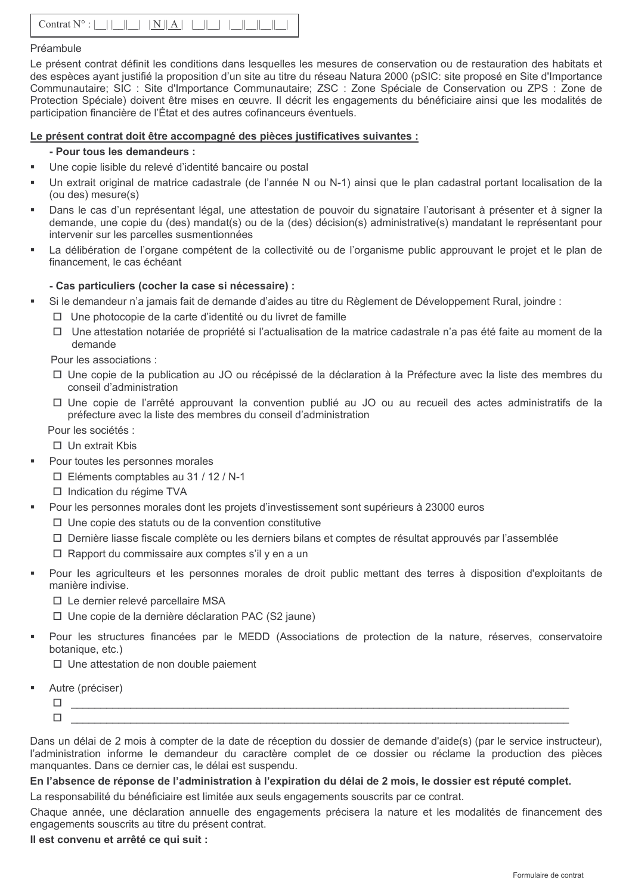Contrat N° : |__| |__||__| |N||A| |__||__| |__||__||__||__|

Préambule

Le présent contrat définit les conditions dans lesquelles les mesures de conservation ou de restauration des habitats et des espèces ayant justifié la proposition d'un site au titre du réseau Natura 2000 (pSIC: site proposé en Site d'Importance Communautaire; SIC : Site d'Importance Communautaire; ZSC : Zone Spéciale de Conservation ou ZPS : Zone de Protection Spéciale) doivent être mises en œuvre. Il décrit les engagements du bénéficiaire ainsi que les modalités de participation financière de l'État et des autres cofinanceurs éventuels.

**Le présent contrat doit être accompagné des pièces justificatives suivantes :**

**- Pour tous les demandeurs :**

- Une copie lisible du relevé d'identité bancaire ou postal
- Un extrait original de matrice cadastrale (de l'année N ou N-1) ainsi que le plan cadastral portant localisation de la (ou des) mesure(s)
- Dans le cas d'un représentant légal, une attestation de pouvoir du signataire l'autorisant à présenter et à signer la demande, une copie du (des) mandat(s) ou de la (des) décision(s) administrative(s) mandatant le représentant pour intervenir sur les parcelles susmentionnées
- La délibération de l'organe compétent de la collectivité ou de l'organisme public approuvant le projet et le plan de financement, le cas échéant

**- Cas particuliers (cocher la case si nécessaire) :**

- Si le demandeur n'a jamais fait de demande d'aides au titre du Règlement de Développement Rural, joindre :
  - ☐ Une photocopie de la carte d'identité ou du livret de famille
  - ☐ Une attestation notariée de propriété si l'actualisation de la matrice cadastrale n'a pas été faite au moment de la demande

  Pour les associations :
  - ☐ Une copie de la publication au JO ou récépissé de la déclaration à la Préfecture avec la liste des membres du conseil d'administration
  - ☐ Une copie de l'arrêté approuvant la convention publié au JO ou au recueil des actes administratifs de la préfecture avec la liste des membres du conseil d'administration

  Pour les sociétés :
  - ☐ Un extrait Kbis
- Pour toutes les personnes morales
  - ☐ Eléments comptables au 31 / 12 / N-1
  - ☐ Indication du régime TVA
- Pour les personnes morales dont les projets d'investissement sont supérieurs à 23000 euros
  - ☐ Une copie des statuts ou de la convention constitutive
  - ☐ Dernière liasse fiscale complète ou les derniers bilans et comptes de résultat approuvés par l'assemblée
  - ☐ Rapport du commissaire aux comptes s'il y en a un
- Pour les agriculteurs et les personnes morales de droit public mettant des terres à disposition d'exploitants de manière indivise.
  - ☐ Le dernier relevé parcellaire MSA
  - ☐ Une copie de la dernière déclaration PAC (S2 jaune)
- Pour les structures financées par le MEDD (Associations de protection de la nature, réserves, conservatoire botanique, etc.)
  - ☐ Une attestation de non double paiement
- Autre (préciser)
  - ☐ ______________________________________________________________________
  - ☐ ______________________________________________________________________

Dans un délai de 2 mois à compter de la date de réception du dossier de demande d'aide(s) (par le service instructeur), l'administration informe le demandeur du caractère complet de ce dossier ou réclame la production des pièces manquantes. Dans ce dernier cas, le délai est suspendu.

**En l'absence de réponse de l'administration à l'expiration du délai de 2 mois, le dossier est réputé complet.**

La responsabilité du bénéficiaire est limitée aux seuls engagements souscrits par ce contrat.

Chaque année, une déclaration annuelle des engagements précisera la nature et les modalités de financement des engagements souscrits au titre du présent contrat.

**Il est convenu et arrêté ce qui suit :**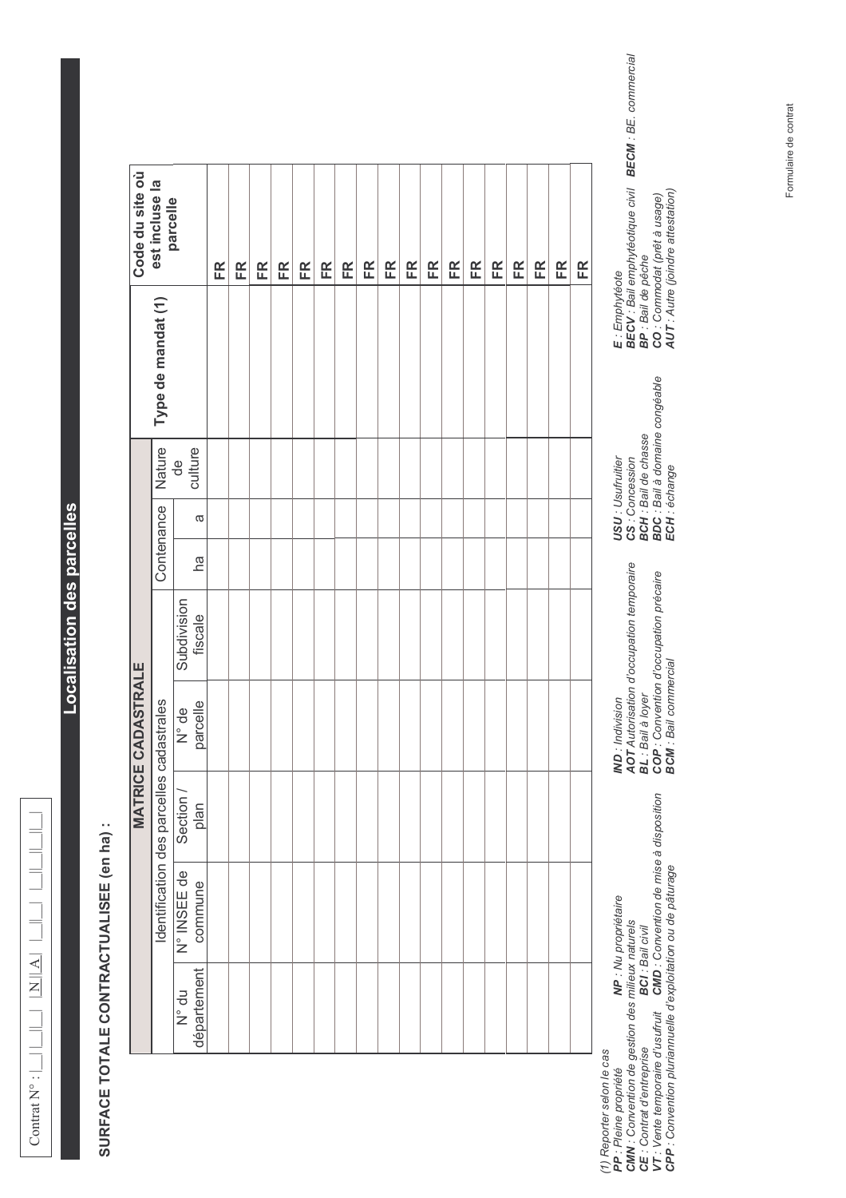Contrat N° : |_|_|_|_| |N|A| |_|_| |_|_|_|_|

# Localisation des parcelles

**SURFACE TOTALE CONTRACTUALISEE (en ha) :**

| MATRICE CADASTRALE | | | | | | | | Type de mandat (1) | Code du site où est incluse la parcelle |
|---|---|---|---|---|---|---|---|---|---|
| | Identification des parcelles cadastrales | | | | Contenance | | Nature de culture | | |
| N° du département | N° INSEE de commune | Section / plan | N° de parcelle | Subdivision fiscale | ha | a | | | |
| | | | | | | | | | FR |
| | | | | | | | | | FR |
| | | | | | | | | | FR |
| | | | | | | | | | FR |
| | | | | | | | | | FR |
| | | | | | | | | | FR |
| | | | | | | | | | FR |
| | | | | | | | | | FR |
| | | | | | | | | | FR |
| | | | | | | | | | FR |
| | | | | | | | | | FR |
| | | | | | | | | | FR |
| | | | | | | | | | FR |
| | | | | | | | | | FR |
| | | | | | | | | | FR |
| | | | | | | | | | FR |
| | | | | | | | | | FR |

*(1) Reporter selon le cas*
***PP** : Pleine propriété* ***NP** : Nu propriétaire*
***CMN** : Convention de gestion des milieux naturels*
***CE** : Contrat d'entreprise* ***BCI** : Bail civil*
***VT** : Vente temporaire d'usufruit* ***CMD** : Convention de mise à disposition*
***CPP** : Convention pluriannuelle d'exploitation ou de pâturage*

***IND** : Indivision*
***AOT** Autorisation d'occupation temporaire*
***BL** : Bail à loyer*
***COP** : Convention d'occupation précaire*
***BCM** : Bail commercial*

***USU** : Usufruitier*
***CS** : Concession*
***BCH** : Bail de chasse*
***BDC** : Bail à domaine congéable*
***ECH** : échange*

***E** : Emphytéote*
***BECV** : Bail emphytéotique civil* ***BECM** : BE. commercial*
***BP** : Bail de pêche*
***CO** : Commodat (prêt à usage)*
***AUT** : Autre (joindre attestation)*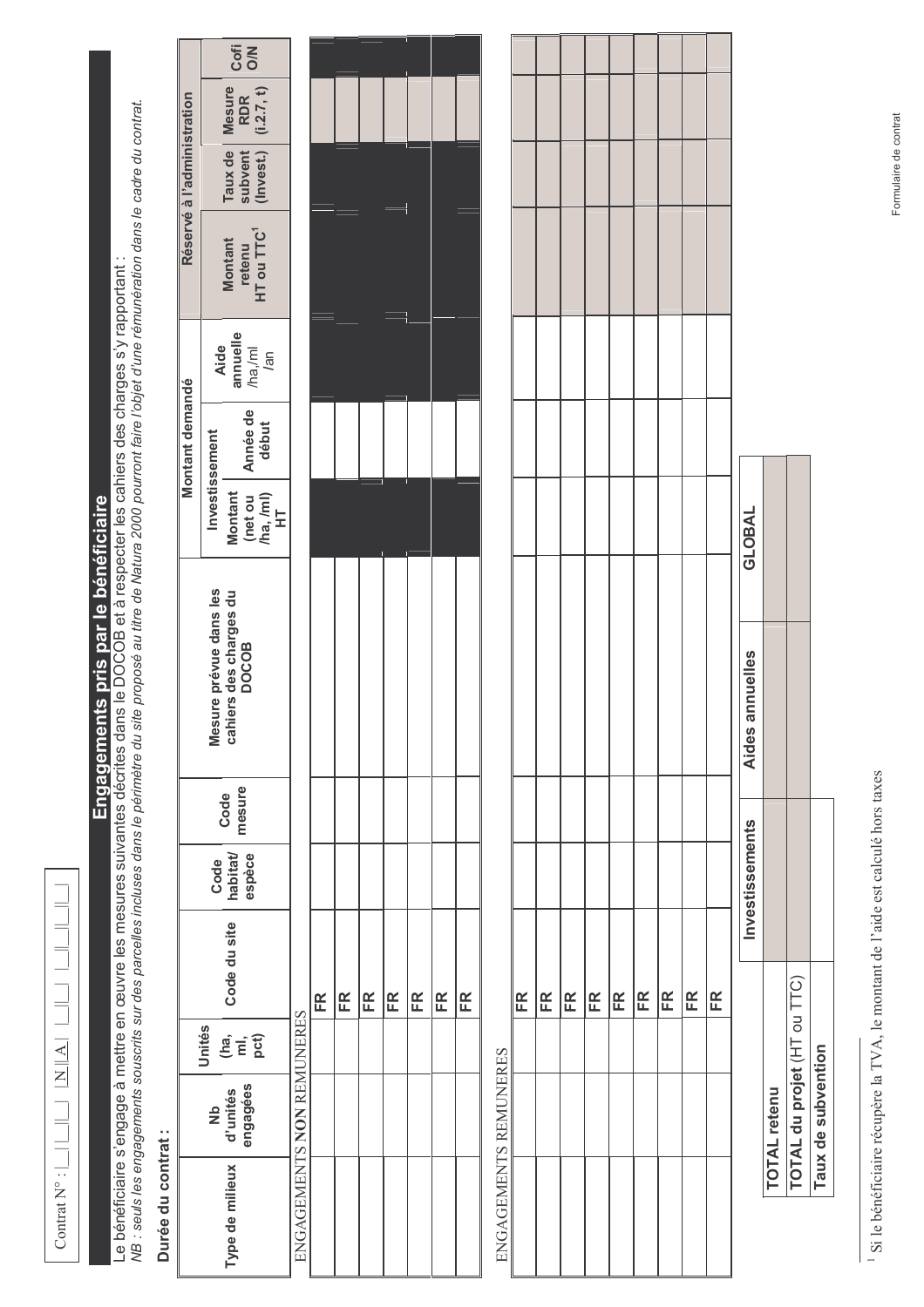Contrat N° : |_|_|_|_| |N|A| |_|_| |_|_|_|_|

## Engagements pris par le bénéficiaire

Le bénéficiaire s'engage à mettre en œuvre les mesures suivantes décrites dans le DOCOB et à respecter les cahiers des charges s'y rapportant :

*NB : seuls les engagements souscrits sur des parcelles incluses dans le périmètre du site proposé au titre de Natura 2000 pourront faire l'objet d'une rémunération dans le cadre du contrat.*

**Durée du contrat :**

| Type de milieux | Nb d'unités engagées | Unités (ha, ml, pct) | Code du site | Code habitat/ espèce | Code mesure | Mesure prévue dans les cahiers des charges du DOCOB | Montant demandé | | | Réservé à l'administration | | | |
|---|---|---|---|---|---|---|---|---|---|---|---|---|---|
| | | | | | | | Investissement | | Aide annuelle /ha,/ml /an | Montant retenu HT ou TTC[1] | Taux de subvent (Invest.) | Mesure RDR (i.2.7, t) | Cofi O/N |
| | | | | | | | Montant (net ou /ha, /ml) HT | Année de début | | | | | |
| ENGAGEMENTS **NON** REMUNERES | | | | | | | | | | | | | |
| | | | FR | | | | | | | | | | |
| | | | FR | | | | | | | | | | |
| | | | FR | | | | | | | | | | |
| | | | FR | | | | | | | | | | |
| | | | FR | | | | | | | | | | |
| | | | FR | | | | | | | | | | |
| | | | FR | | | | | | | | | | |
| ENGAGEMENTS REMUNERES | | | | | | | | | | | | | |
| | | | FR | | | | | | | | | | |
| | | | FR | | | | | | | | | | |
| | | | FR | | | | | | | | | | |
| | | | FR | | | | | | | | | | |
| | | | FR | | | | | | | | | | |
| | | | FR | | | | | | | | | | |
| | | | FR | | | | | | | | | | |
| | | | FR | | | | | | | | | | |
| | | | FR | | | | | | | | | | |

| | Investissements | Aides annuelles | GLOBAL |
|---|---|---|---|
| **TOTAL retenu** | | | |
| **TOTAL du projet** (HT ou TTC) | | | |
| **Taux de subvention** | | | |

[1] Si le bénéficiaire récupère la TVA, le montant de l'aide est calculé hors taxes

Formulaire de contrat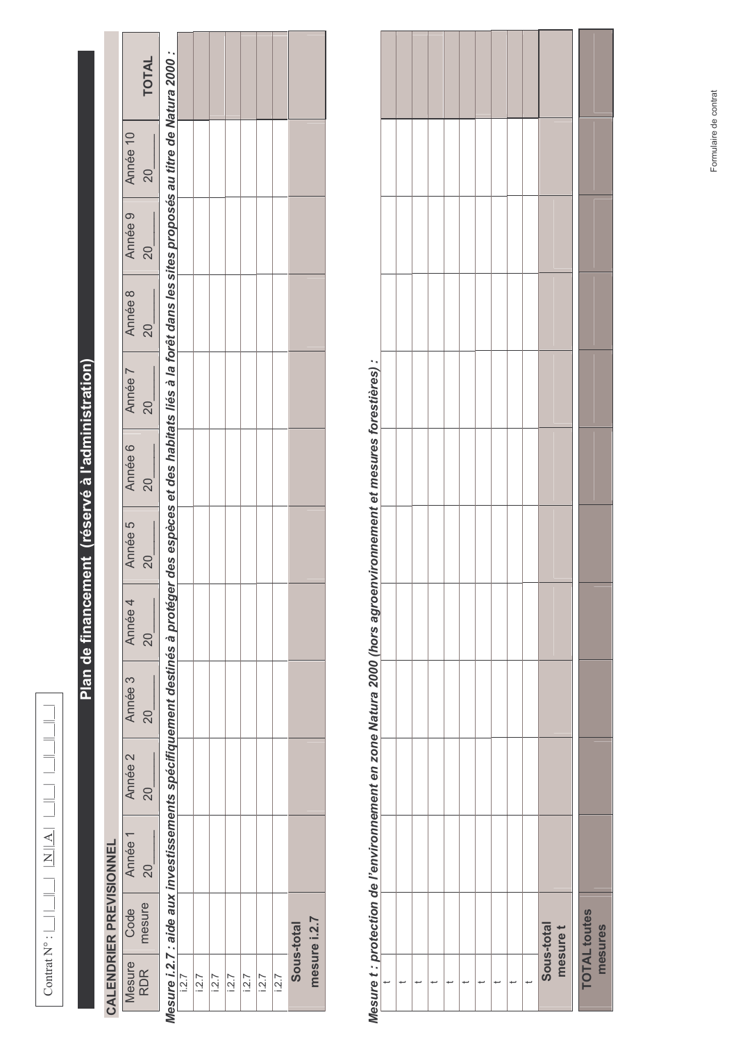Contrat N° : |_|_|_|_|_| |N|A| |_|_| |_|_|_|_|

# Plan de financement (réservé à l'administration)

## CALENDRIER PREVISIONNEL

| Mesure RDR | Code mesure | Année 1 20___ | Année 2 20___ | Année 3 20___ | Année 4 20___ | Année 5 20___ | Année 6 20___ | Année 7 20___ | Année 8 20___ | Année 9 20___ | Année 10 20___ | TOTAL |
|---|---|---|---|---|---|---|---|---|---|---|---|---|
| ***Mesure i.2.7 : aide aux investissements spécifiquement destinés à protéger des espèces et des habitats liés à la forêt dans les sites proposés au titre de Natura 2000 :*** | | | | | | | | | | | | |
| i.2.7 | | | | | | | | | | | | |
| i.2.7 | | | | | | | | | | | | |
| i.2.7 | | | | | | | | | | | | |
| i.2.7 | | | | | | | | | | | | |
| i.2.7 | | | | | | | | | | | | |
| i.2.7 | | | | | | | | | | | | |
| **Sous-total mesure i.2.7** | | | | | | | | | | | | |
| ***Mesure t : protection de l'environnement en zone Natura 2000 (hors agroenvironnement et mesures forestières) :*** | | | | | | | | | | | | |
| t | | | | | | | | | | | | |
| t | | | | | | | | | | | | |
| t | | | | | | | | | | | | |
| t | | | | | | | | | | | | |
| t | | | | | | | | | | | | |
| t | | | | | | | | | | | | |
| t | | | | | | | | | | | | |
| t | | | | | | | | | | | | |
| t | | | | | | | | | | | | |
| **Sous-total mesure t** | | | | | | | | | | | | |
| **TOTAL toutes mesures** | | | | | | | | | | | | |

Formulaire de contrat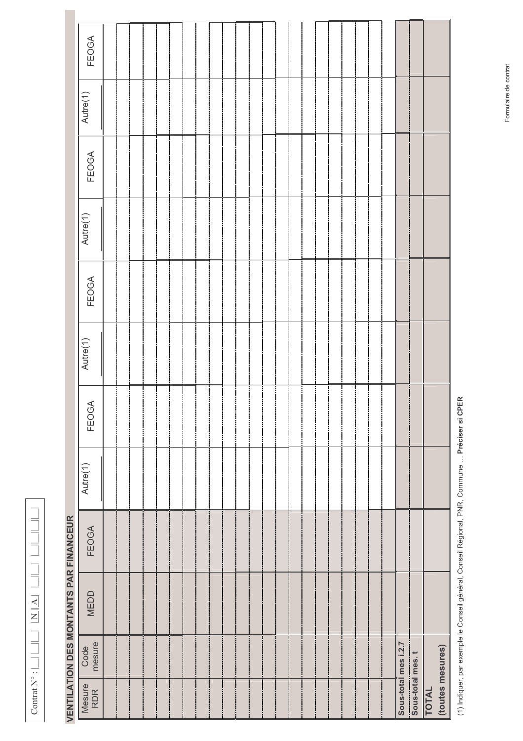Contrat N° : |__|__|__| |N|A| |__|__| |__|__|__|__|

## VENTILATION DES MONTANTS PAR FINANCEUR

| Mesure RDR | Code mesure | MEDD | FEOGA | Autre(1) | FEOGA | Autre(1) | FEOGA | Autre(1) | FEOGA | Autre(1) | FEOGA |
|---|---|---|---|---|---|---|---|---|---|---|---|
| | | | | | | | | | | | |
| | | | | | | | | | | | |
| | | | | | | | | | | | |
| | | | | | | | | | | | |
| | | | | | | | | | | | |
| | | | | | | | | | | | |
| | | | | | | | | | | | |
| | | | | | | | | | | | |
| | | | | | | | | | | | |
| | | | | | | | | | | | |
| | | | | | | | | | | | |
| | | | | | | | | | | | |
| | | | | | | | | | | | |
| | | | | | | | | | | | |
| | | | | | | | | | | | |
| | | | | | | | | | | | |
| | | | | | | | | | | | |
| | | | | | | | | | | | |
| | | | | | | | | | | | |
| | | | | | | | | | | | |
| | | | | | | | | | | | |
| **Sous-total mes i.2.7** | | | | | | | | | | | |
| **Sous-total mes. t** | | | | | | | | | | | |
| **TOTAL (toutes mesures)** | | | | | | | | | | | |

(1) Indiquer, par exemple le Conseil général, Conseil Régional, PNR, Commune … **Préciser si CPER**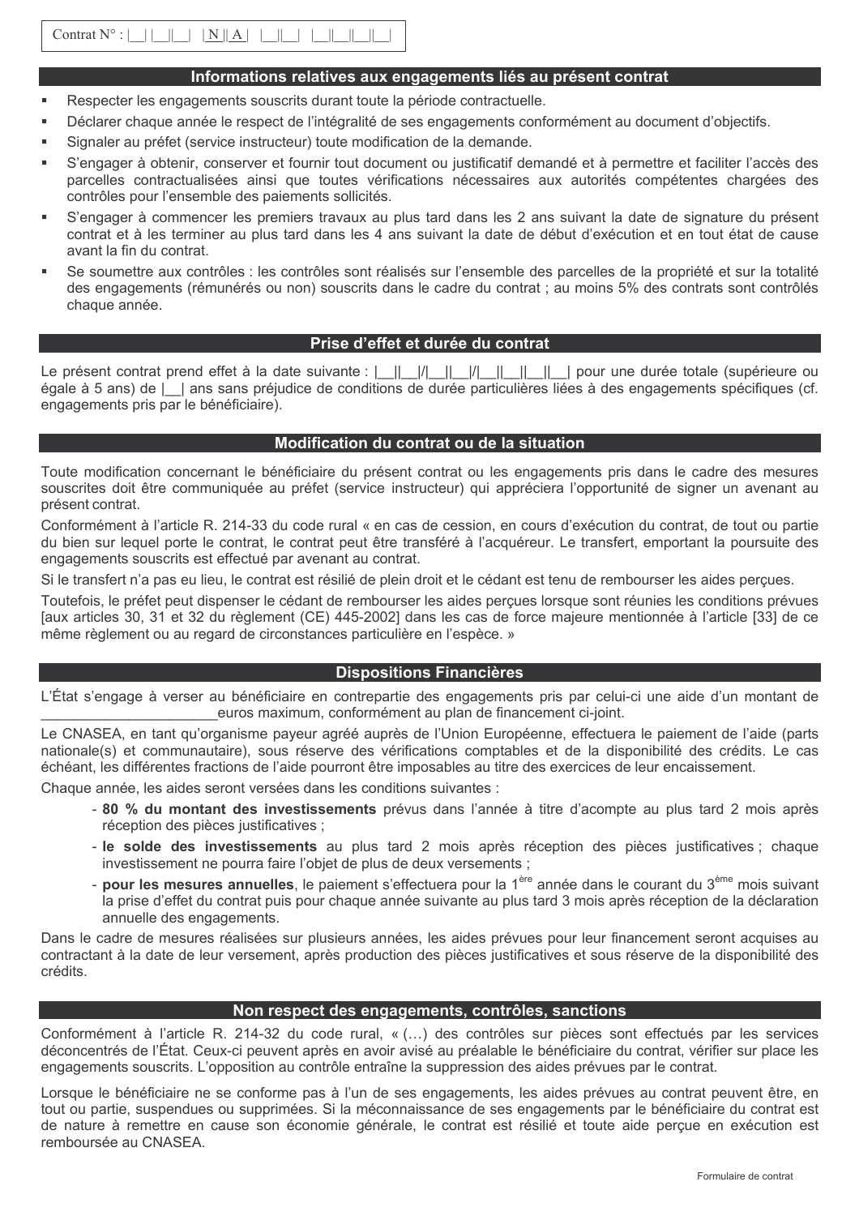Contrat N° : |__| |__||__| |N||A| |__||__| |__||__||__||__|

## Informations relatives aux engagements liés au présent contrat

- Respecter les engagements souscrits durant toute la période contractuelle.
- Déclarer chaque année le respect de l'intégralité de ses engagements conformément au document d'objectifs.
- Signaler au préfet (service instructeur) toute modification de la demande.
- S'engager à obtenir, conserver et fournir tout document ou justificatif demandé et à permettre et faciliter l'accès des parcelles contractualisées ainsi que toutes vérifications nécessaires aux autorités compétentes chargées des contrôles pour l'ensemble des paiements sollicités.
- S'engager à commencer les premiers travaux au plus tard dans les 2 ans suivant la date de signature du présent contrat et à les terminer au plus tard dans les 4 ans suivant la date de début d'exécution et en tout état de cause avant la fin du contrat.
- Se soumettre aux contrôles : les contrôles sont réalisés sur l'ensemble des parcelles de la propriété et sur la totalité des engagements (rémunérés ou non) souscrits dans le cadre du contrat ; au moins 5% des contrats sont contrôlés chaque année.

## Prise d'effet et durée du contrat

Le présent contrat prend effet à la date suivante : |__||__|/|__||__|/|__||__||__||__| pour une durée totale (supérieure ou égale à 5 ans) de |__| ans sans préjudice de conditions de durée particulières liées à des engagements spécifiques (cf. engagements pris par le bénéficiaire).

## Modification du contrat ou de la situation

Toute modification concernant le bénéficiaire du présent contrat ou les engagements pris dans le cadre des mesures souscrites doit être communiquée au préfet (service instructeur) qui appréciera l'opportunité de signer un avenant au présent contrat.

Conformément à l'article R. 214-33 du code rural « en cas de cession, en cours d'exécution du contrat, de tout ou partie du bien sur lequel porte le contrat, le contrat peut être transféré à l'acquéreur. Le transfert, emportant la poursuite des engagements souscrits est effectué par avenant au contrat.

Si le transfert n'a pas eu lieu, le contrat est résilié de plein droit et le cédant est tenu de rembourser les aides perçues.

Toutefois, le préfet peut dispenser le cédant de rembourser les aides perçues lorsque sont réunies les conditions prévues [aux articles 30, 31 et 32 du règlement (CE) 445-2002] dans les cas de force majeure mentionnée à l'article [33] de ce même règlement ou au regard de circonstances particulière en l'espèce. »

## Dispositions Financières

L'État s'engage à verser au bénéficiaire en contrepartie des engagements pris par celui-ci une aide d'un montant de ______________________euros maximum, conformément au plan de financement ci-joint.

Le CNASEA, en tant qu'organisme payeur agréé auprès de l'Union Européenne, effectuera le paiement de l'aide (parts nationale(s) et communautaire), sous réserve des vérifications comptables et de la disponibilité des crédits. Le cas échéant, les différentes fractions de l'aide pourront être imposables au titre des exercices de leur encaissement.

Chaque année, les aides seront versées dans les conditions suivantes :

- **80 % du montant des investissements** prévus dans l'année à titre d'acompte au plus tard 2 mois après réception des pièces justificatives ;
- **le solde des investissements** au plus tard 2 mois après réception des pièces justificatives ; chaque investissement ne pourra faire l'objet de plus de deux versements ;
- **pour les mesures annuelles**, le paiement s'effectuera pour la 1ère année dans le courant du 3ème mois suivant la prise d'effet du contrat puis pour chaque année suivante au plus tard 3 mois après réception de la déclaration annuelle des engagements.

Dans le cadre de mesures réalisées sur plusieurs années, les aides prévues pour leur financement seront acquises au contractant à la date de leur versement, après production des pièces justificatives et sous réserve de la disponibilité des crédits.

## Non respect des engagements, contrôles, sanctions

Conformément à l'article R. 214-32 du code rural, « (…) des contrôles sur pièces sont effectués par les services déconcentrés de l'État. Ceux-ci peuvent après en avoir avisé au préalable le bénéficiaire du contrat, vérifier sur place les engagements souscrits. L'opposition au contrôle entraîne la suppression des aides prévues par le contrat.

Lorsque le bénéficiaire ne se conforme pas à l'un de ses engagements, les aides prévues au contrat peuvent être, en tout ou partie, suspendues ou supprimées. Si la méconnaissance de ses engagements par le bénéficiaire du contrat est de nature à remettre en cause son économie générale, le contrat est résilié et toute aide perçue en exécution est remboursée au CNASEA.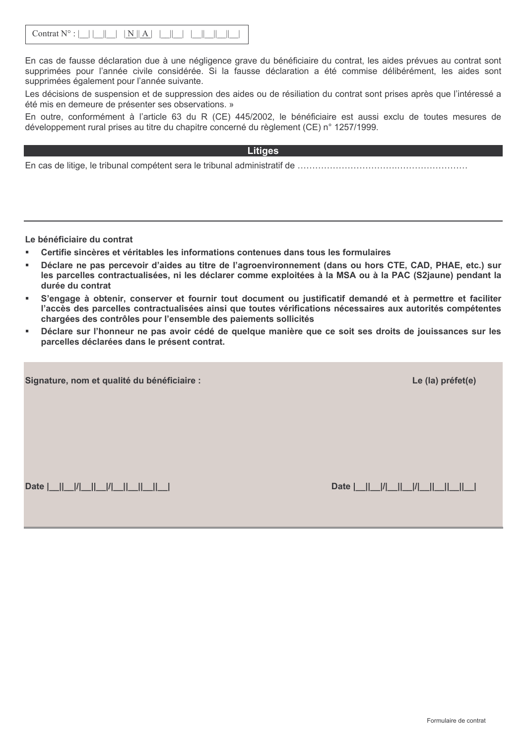Contrat N° : |__| |__||__| |N||A| |__||__| |__||__||__||__|

En cas de fausse déclaration due à une négligence grave du bénéficiaire du contrat, les aides prévues au contrat sont supprimées pour l'année civile considérée. Si la fausse déclaration a été commise délibérément, les aides sont supprimées également pour l'année suivante.

Les décisions de suspension et de suppression des aides ou de résiliation du contrat sont prises après que l'intéressé a été mis en demeure de présenter ses observations. »

En outre, conformément à l'article 63 du R (CE) 445/2002, le bénéficiaire est aussi exclu de toutes mesures de développement rural prises au titre du chapitre concerné du règlement (CE) n° 1257/1999.

## Litiges

En cas de litige, le tribunal compétent sera le tribunal administratif de …………………………………….…………………

---

**Le bénéficiaire du contrat**

- **Certifie sincères et véritables les informations contenues dans tous les formulaires**
- **Déclare ne pas percevoir d'aides au titre de l'agroenvironnement (dans ou hors CTE, CAD, PHAE, etc.) sur les parcelles contractualisées, ni les déclarer comme exploitées à la MSA ou à la PAC (S2jaune) pendant la durée du contrat**
- **S'engage à obtenir, conserver et fournir tout document ou justificatif demandé et à permettre et faciliter l'accès des parcelles contractualisées ainsi que toutes vérifications nécessaires aux autorités compétentes chargées des contrôles pour l'ensemble des paiements sollicités**
- **Déclare sur l'honneur ne pas avoir cédé de quelque manière que ce soit ses droits de jouissances sur les parcelles déclarées dans le présent contrat.**

| | |
|---|---|
| **Signature, nom et qualité du bénéficiaire :** | **Le (la) préfet(e)** |
| **Date \|__\|\|__\|/\|__\|\|__\|/\|__\|\|__\|\|__\|\|__\|** | **Date \|__\|\|__\|/\|__\|\|__\|/\|__\|\|__\|\|__\|\|__\|** |

Formulaire de contrat